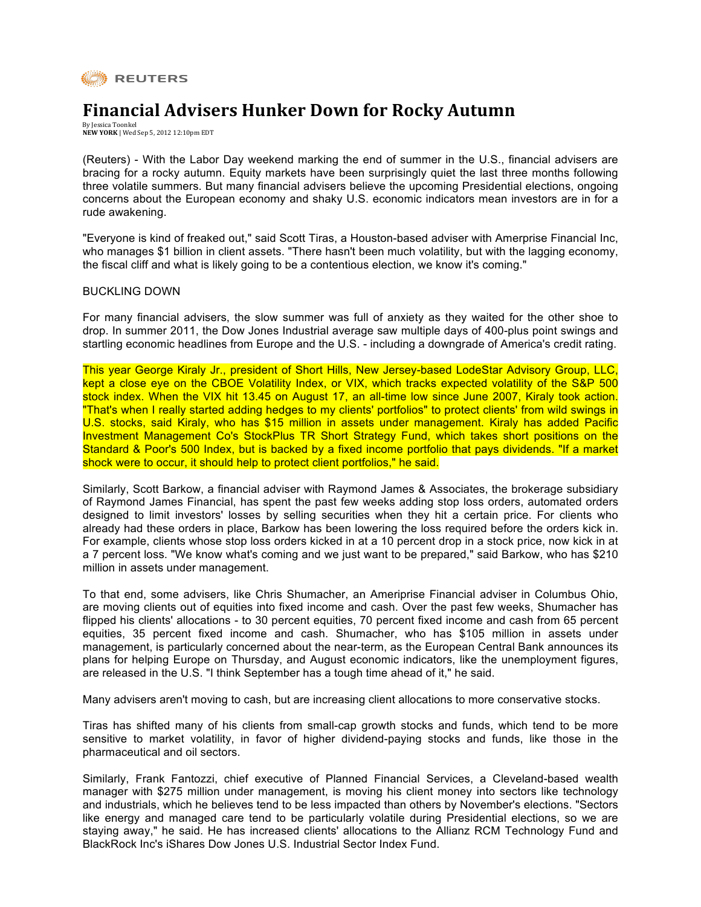REUTERS

# Financial Advisers Hunker Down for Rocky Autumn

By Jessica Toonkel
**NEW YORK** | Wed Sep 5, 2012 12:10pm EDT

(Reuters) - With the Labor Day weekend marking the end of summer in the U.S., financial advisers are bracing for a rocky autumn. Equity markets have been surprisingly quiet the last three months following three volatile summers. But many financial advisers believe the upcoming Presidential elections, ongoing concerns about the European economy and shaky U.S. economic indicators mean investors are in for a rude awakening.

"Everyone is kind of freaked out," said Scott Tiras, a Houston-based adviser with Amerprise Financial Inc, who manages $1 billion in client assets. "There hasn't been much volatility, but with the lagging economy, the fiscal cliff and what is likely going to be a contentious election, we know it's coming."

BUCKLING DOWN

For many financial advisers, the slow summer was full of anxiety as they waited for the other shoe to drop. In summer 2011, the Dow Jones Industrial average saw multiple days of 400-plus point swings and startling economic headlines from Europe and the U.S. - including a downgrade of America's credit rating.

This year George Kiraly Jr., president of Short Hills, New Jersey-based LodeStar Advisory Group, LLC, kept a close eye on the CBOE Volatility Index, or VIX, which tracks expected volatility of the S&P 500 stock index. When the VIX hit 13.45 on August 17, an all-time low since June 2007, Kiraly took action. "That's when I really started adding hedges to my clients' portfolios" to protect clients' from wild swings in U.S. stocks, said Kiraly, who has $15 million in assets under management. Kiraly has added Pacific Investment Management Co's StockPlus TR Short Strategy Fund, which takes short positions on the Standard & Poor's 500 Index, but is backed by a fixed income portfolio that pays dividends. "If a market shock were to occur, it should help to protect client portfolios," he said.

Similarly, Scott Barkow, a financial adviser with Raymond James & Associates, the brokerage subsidiary of Raymond James Financial, has spent the past few weeks adding stop loss orders, automated orders designed to limit investors' losses by selling securities when they hit a certain price. For clients who already had these orders in place, Barkow has been lowering the loss required before the orders kick in. For example, clients whose stop loss orders kicked in at a 10 percent drop in a stock price, now kick in at a 7 percent loss. "We know what's coming and we just want to be prepared," said Barkow, who has $210 million in assets under management.

To that end, some advisers, like Chris Shumacher, an Ameriprise Financial adviser in Columbus Ohio, are moving clients out of equities into fixed income and cash. Over the past few weeks, Shumacher has flipped his clients' allocations - to 30 percent equities, 70 percent fixed income and cash from 65 percent equities, 35 percent fixed income and cash. Shumacher, who has $105 million in assets under management, is particularly concerned about the near-term, as the European Central Bank announces its plans for helping Europe on Thursday, and August economic indicators, like the unemployment figures, are released in the U.S. "I think September has a tough time ahead of it," he said.

Many advisers aren't moving to cash, but are increasing client allocations to more conservative stocks.

Tiras has shifted many of his clients from small-cap growth stocks and funds, which tend to be more sensitive to market volatility, in favor of higher dividend-paying stocks and funds, like those in the pharmaceutical and oil sectors.

Similarly, Frank Fantozzi, chief executive of Planned Financial Services, a Cleveland-based wealth manager with $275 million under management, is moving his client money into sectors like technology and industrials, which he believes tend to be less impacted than others by November's elections. "Sectors like energy and managed care tend to be particularly volatile during Presidential elections, so we are staying away," he said. He has increased clients' allocations to the Allianz RCM Technology Fund and BlackRock Inc's iShares Dow Jones U.S. Industrial Sector Index Fund.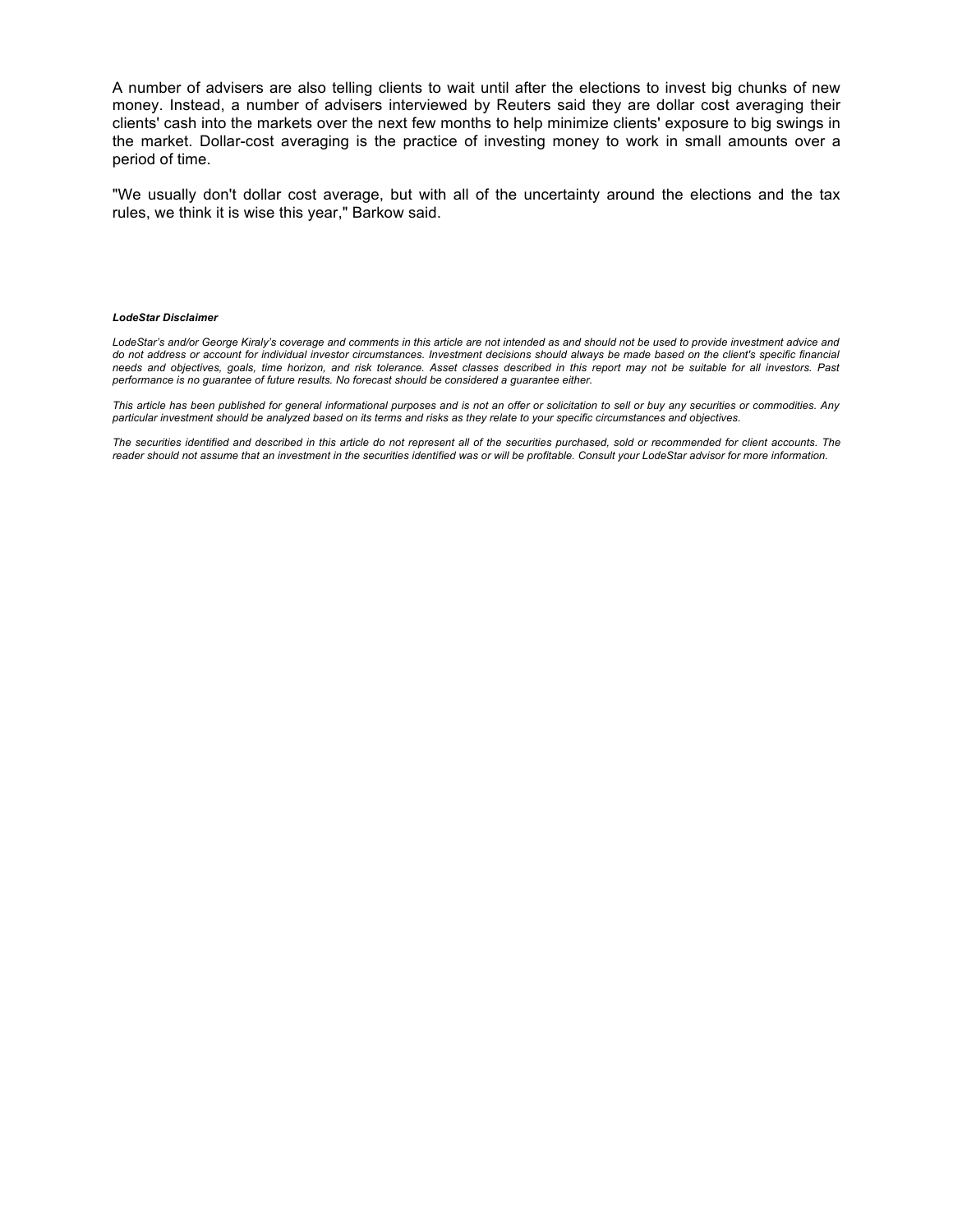A number of advisers are also telling clients to wait until after the elections to invest big chunks of new money. Instead, a number of advisers interviewed by Reuters said they are dollar cost averaging their clients' cash into the markets over the next few months to help minimize clients' exposure to big swings in the market. Dollar-cost averaging is the practice of investing money to work in small amounts over a period of time.

"We usually don't dollar cost average, but with all of the uncertainty around the elections and the tax rules, we think it is wise this year," Barkow said.

***LodeStar Disclaimer***

*LodeStar's and/or George Kiraly's coverage and comments in this article are not intended as and should not be used to provide investment advice and do not address or account for individual investor circumstances. Investment decisions should always be made based on the client's specific financial needs and objectives, goals, time horizon, and risk tolerance. Asset classes described in this report may not be suitable for all investors. Past performance is no guarantee of future results. No forecast should be considered a guarantee either.*

*This article has been published for general informational purposes and is not an offer or solicitation to sell or buy any securities or commodities. Any particular investment should be analyzed based on its terms and risks as they relate to your specific circumstances and objectives.*

*The securities identified and described in this article do not represent all of the securities purchased, sold or recommended for client accounts. The reader should not assume that an investment in the securities identified was or will be profitable. Consult your LodeStar advisor for more information.*